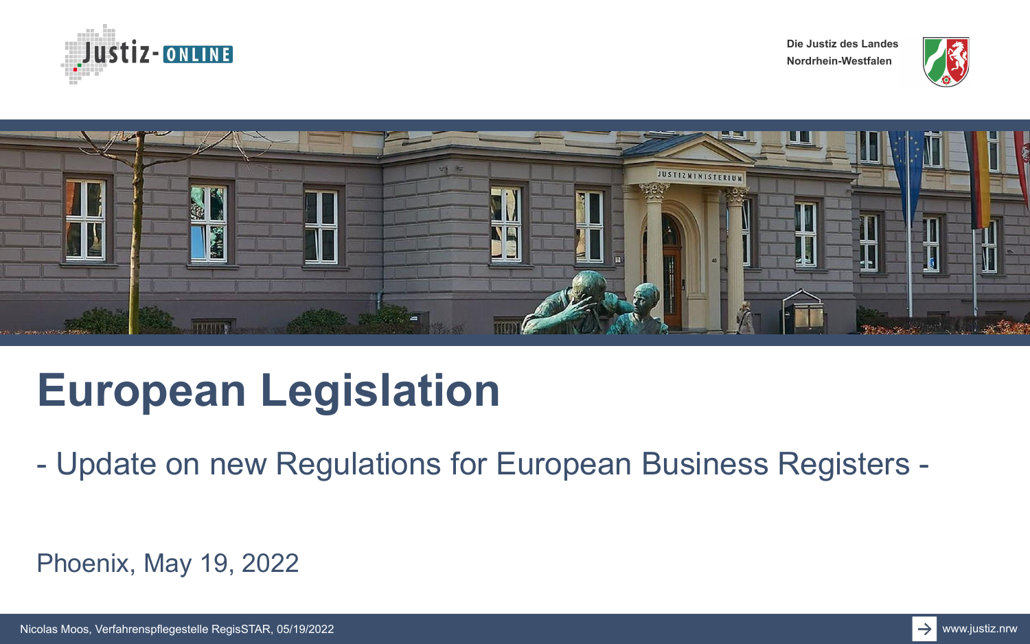Justiz-ONLINE

Die Justiz des Landes Nordrhein-Westfalen

# European Legislation

## - Update on new Regulations for European Business Registers -

Phoenix, May 19, 2022

Nicolas Moos, Verfahrenspflegestelle RegisSTAR, 05/19/2022

www.justiz.nrw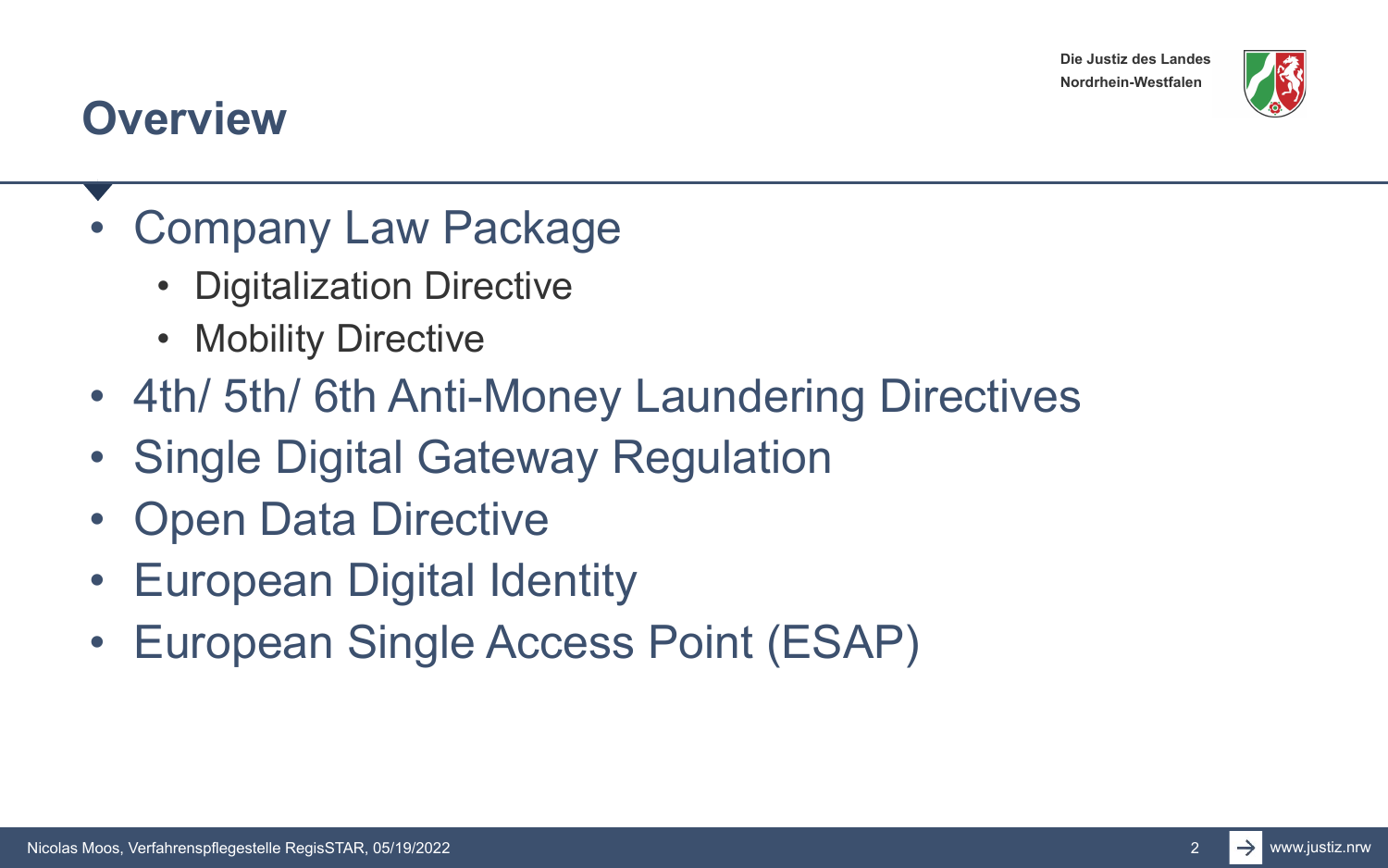# Overview

- Company Law Package
  - Digitalization Directive
  - Mobility Directive
- 4th/ 5th/ 6th Anti-Money Laundering Directives
- Single Digital Gateway Regulation
- Open Data Directive
- European Digital Identity
- European Single Access Point (ESAP)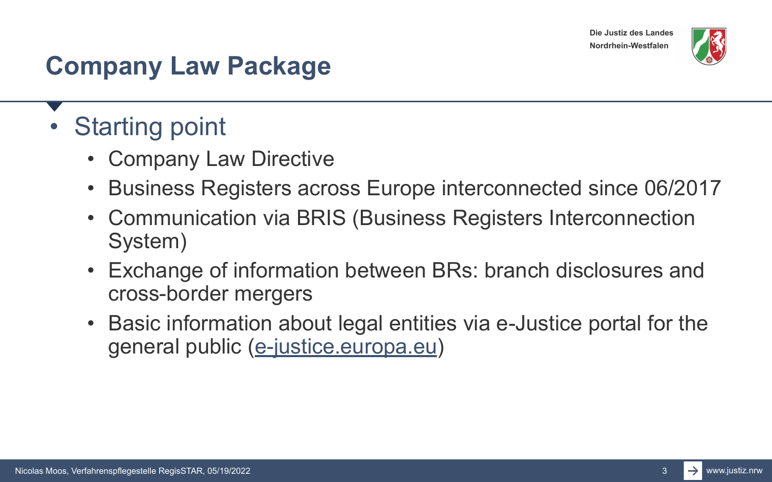# Company Law Package

- Starting point
  - Company Law Directive
  - Business Registers across Europe interconnected since 06/2017
  - Communication via BRIS (Business Registers Interconnection System)
  - Exchange of information between BRs: branch disclosures and cross-border mergers
  - Basic information about legal entities via e-Justice portal for the general public (e-justice.europa.eu)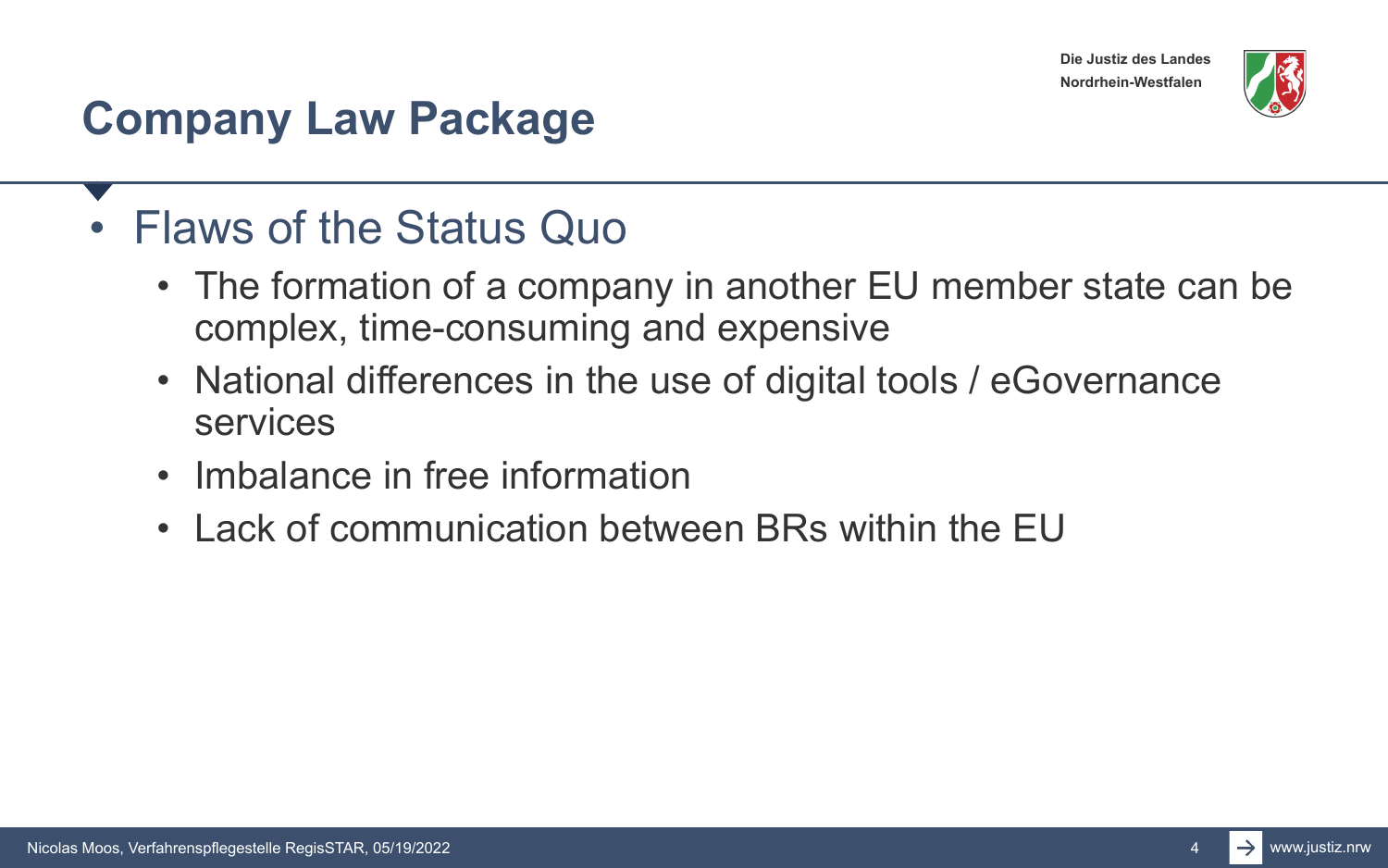# Company Law Package

- Flaws of the Status Quo
  - The formation of a company in another EU member state can be complex, time-consuming and expensive
  - National differences in the use of digital tools / eGovernance services
  - Imbalance in free information
  - Lack of communication between BRs within the EU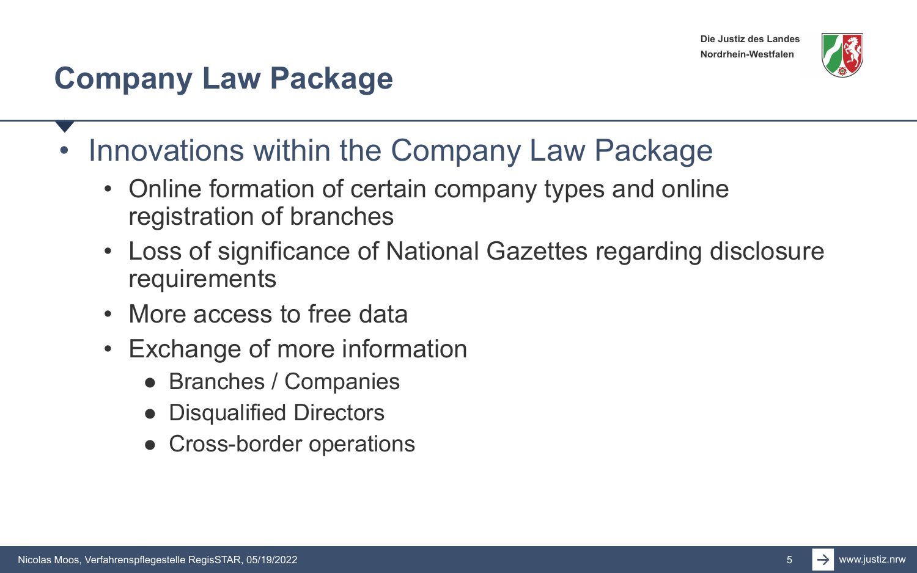# Company Law Package

- Innovations within the Company Law Package
  - Online formation of certain company types and online registration of branches
  - Loss of significance of National Gazettes regarding disclosure requirements
  - More access to free data
  - Exchange of more information
    - Branches / Companies
    - Disqualified Directors
    - Cross-border operations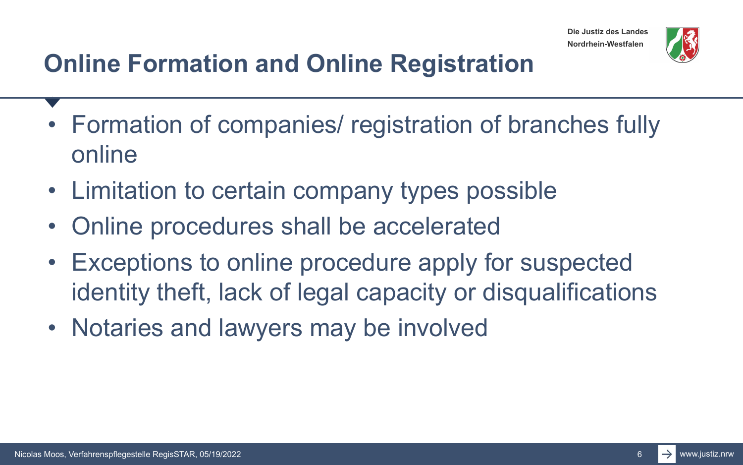# Online Formation and Online Registration

- Formation of companies/ registration of branches fully online
- Limitation to certain company types possible
- Online procedures shall be accelerated
- Exceptions to online procedure apply for suspected identity theft, lack of legal capacity or disqualifications
- Notaries and lawyers may be involved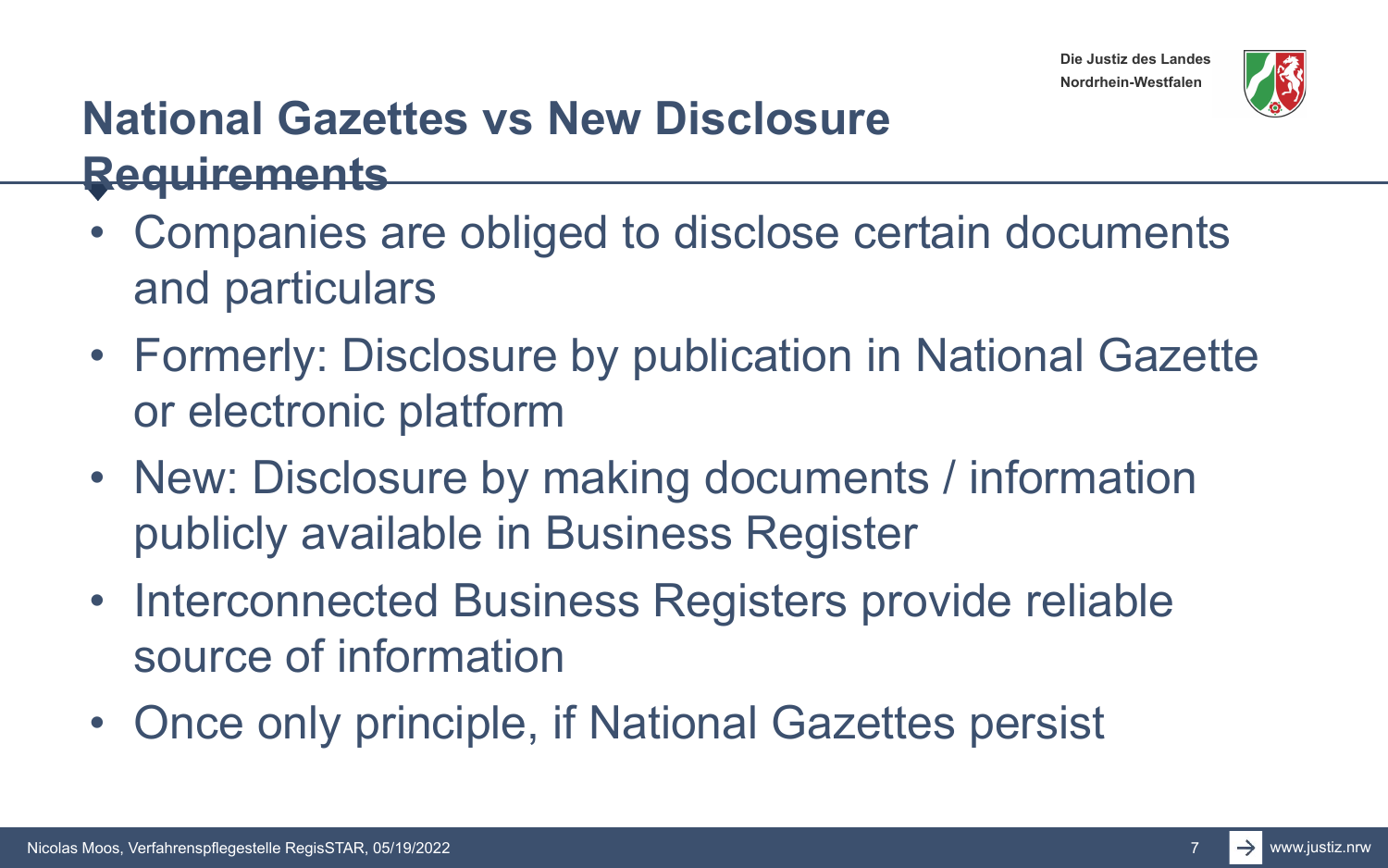# National Gazettes vs New Disclosure Requirements

- Companies are obliged to disclose certain documents and particulars
- Formerly: Disclosure by publication in National Gazette or electronic platform
- New: Disclosure by making documents / information publicly available in Business Register
- Interconnected Business Registers provide reliable source of information
- Once only principle, if National Gazettes persist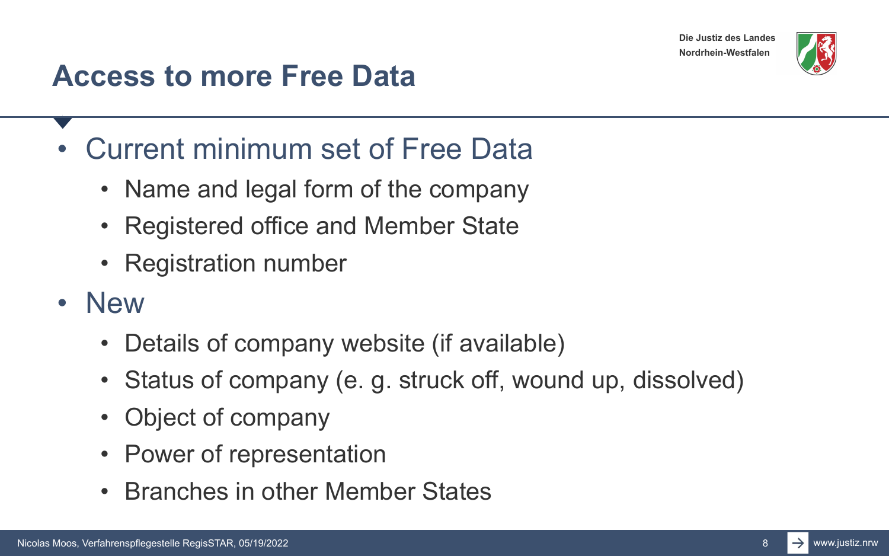# Access to more Free Data

- Current minimum set of Free Data
  - Name and legal form of the company
  - Registered office and Member State
  - Registration number
- New
  - Details of company website (if available)
  - Status of company (e. g. struck off, wound up, dissolved)
  - Object of company
  - Power of representation
  - Branches in other Member States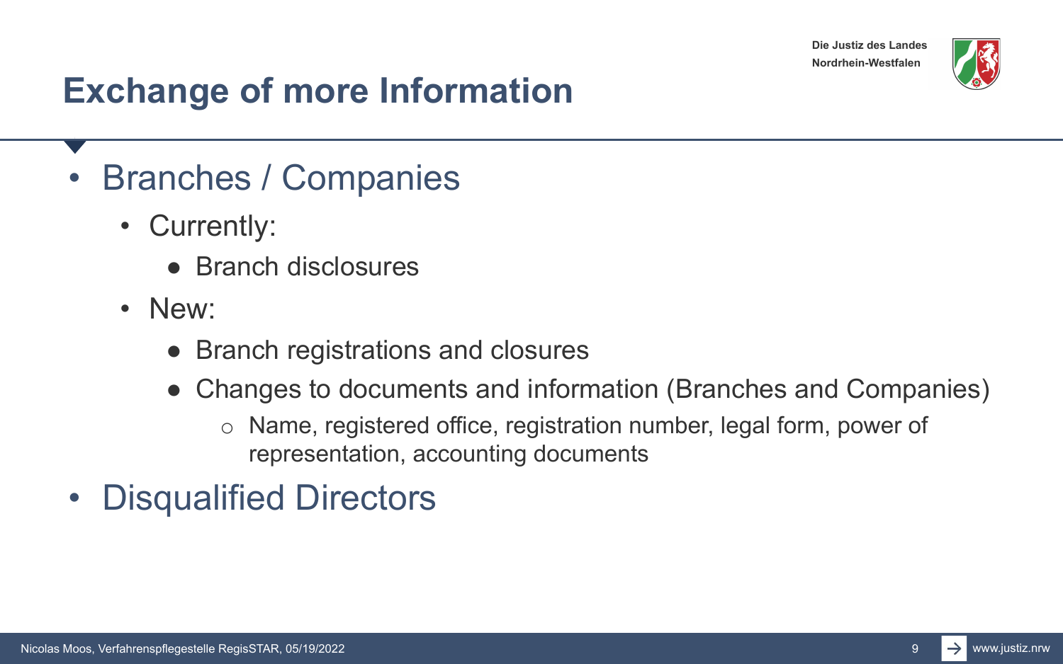# Exchange of more Information

- Branches / Companies
  - Currently:
    - Branch disclosures
  - New:
    - Branch registrations and closures
    - Changes to documents and information (Branches and Companies)
      - Name, registered office, registration number, legal form, power of representation, accounting documents
- Disqualified Directors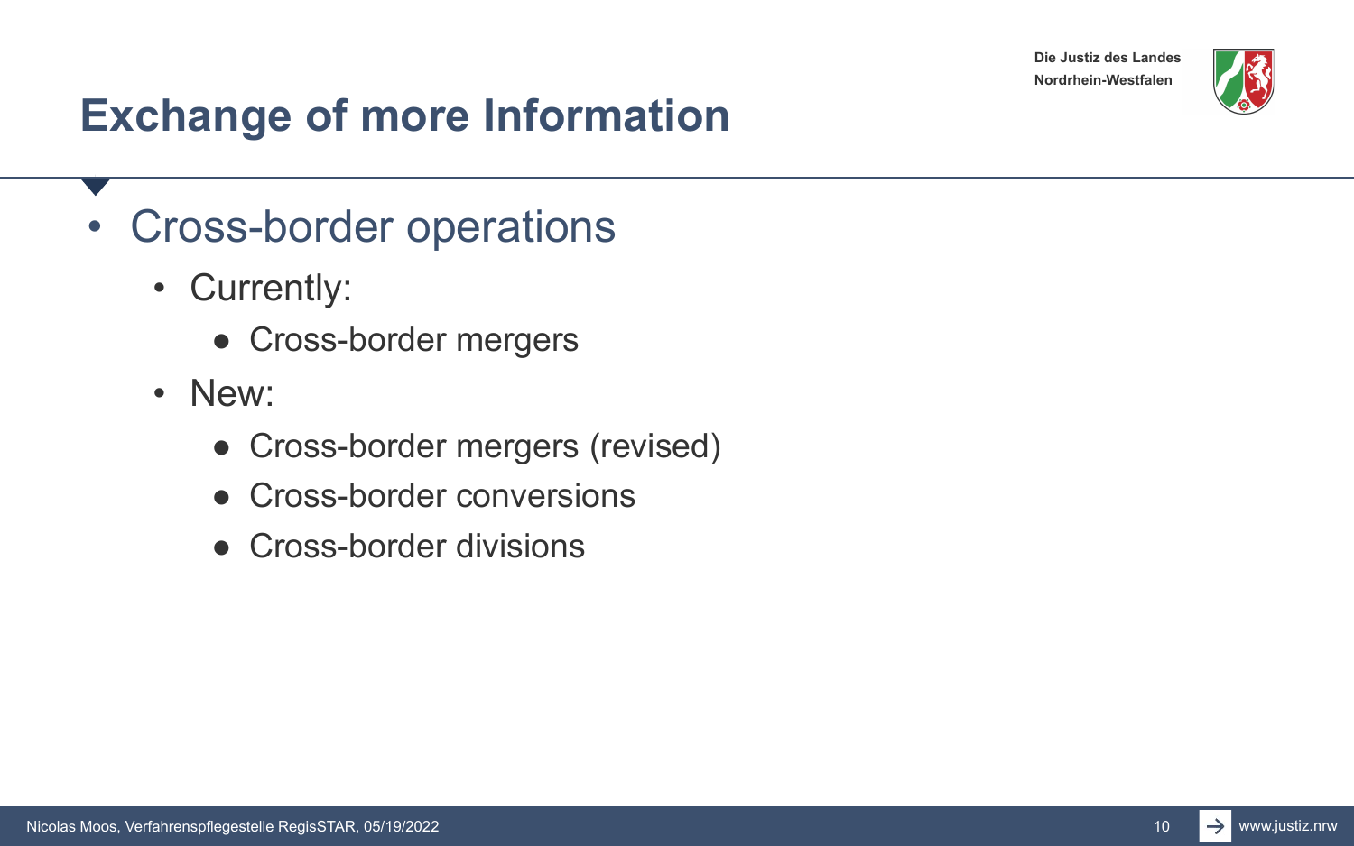# Exchange of more Information

- Cross-border operations
  - Currently:
    - Cross-border mergers
  - New:
    - Cross-border mergers (revised)
    - Cross-border conversions
    - Cross-border divisions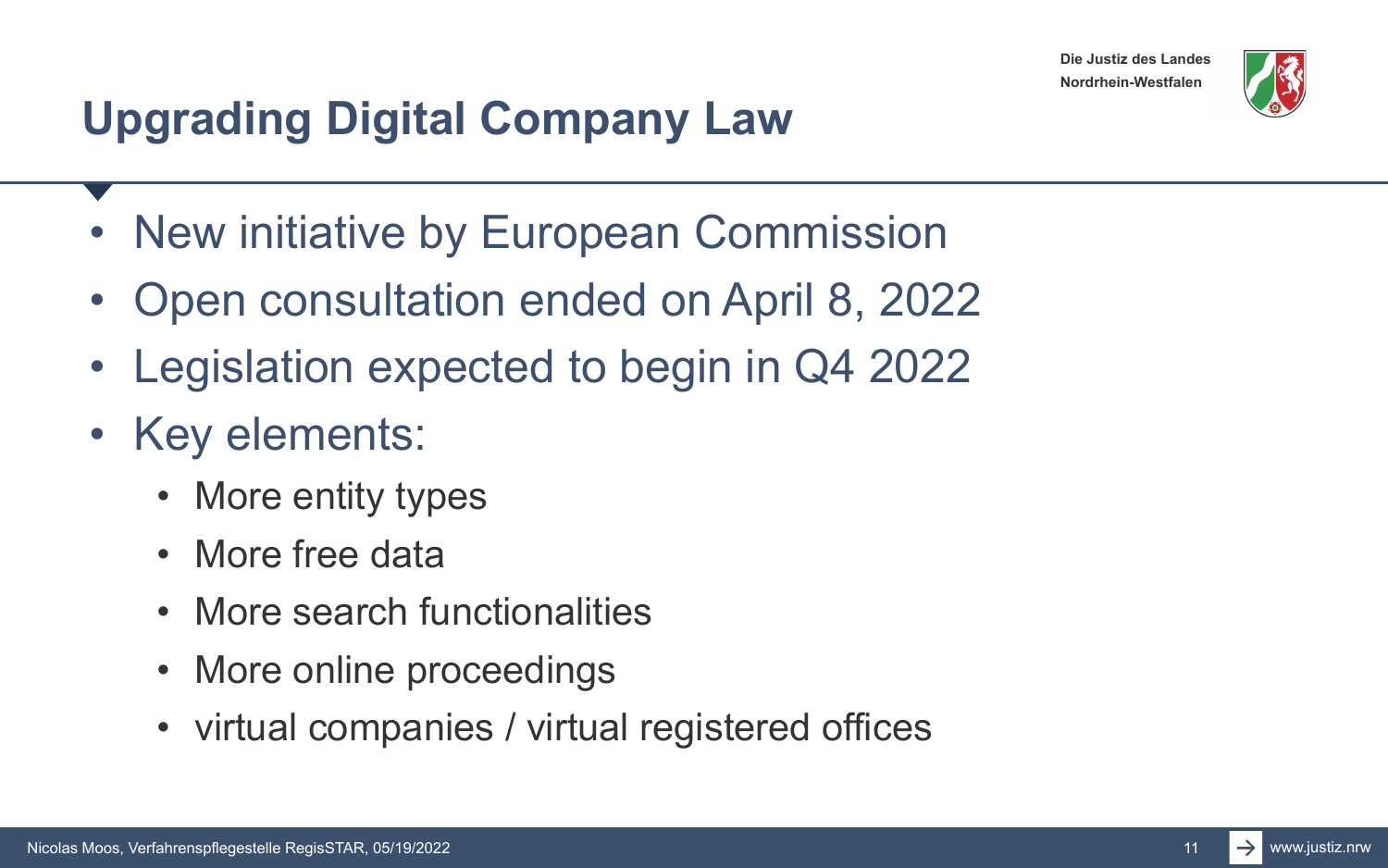# Upgrading Digital Company Law

- New initiative by European Commission
- Open consultation ended on April 8, 2022
- Legislation expected to begin in Q4 2022
- Key elements:
  - More entity types
  - More free data
  - More search functionalities
  - More online proceedings
  - virtual companies / virtual registered offices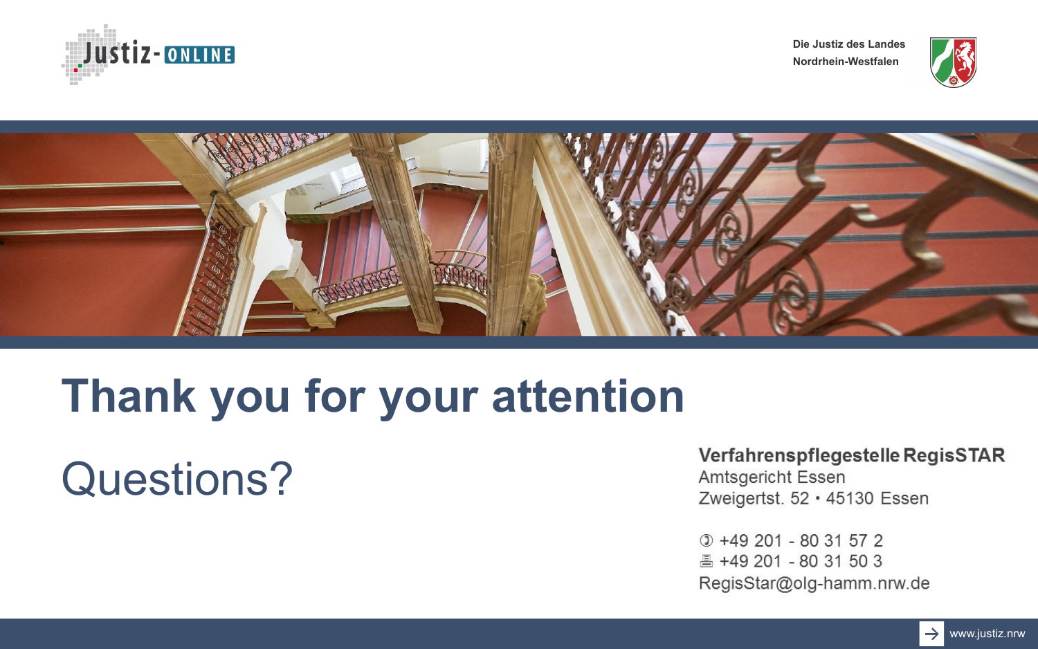# Thank you for your attention

Questions?

**Verfahrenspflegestelle RegisSTAR**
Amtsgericht Essen
Zweigertst. 52 • 45130 Essen

✆ +49 201 - 80 31 57 2
🖷 +49 201 - 80 31 50 3
RegisStar@olg-hamm.nrw.de